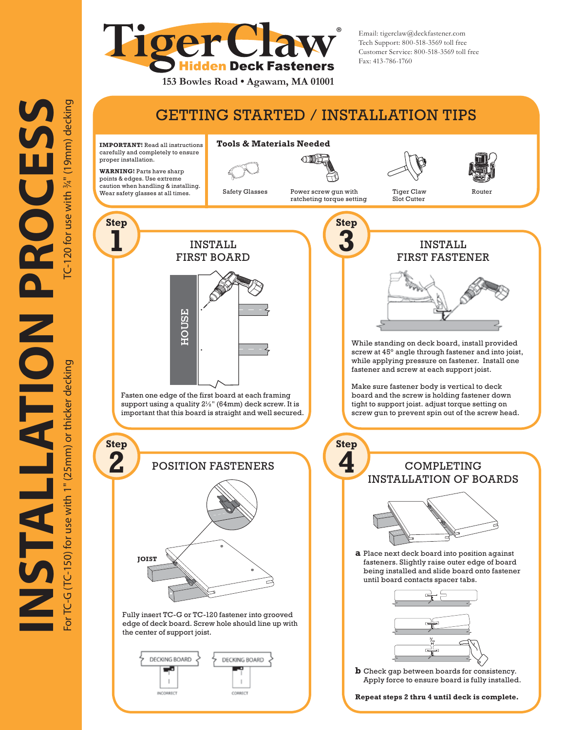# INSTALLATION PROCESS

TC-120 for use with ¾" (19mm) decking

For TC-G (TC-150) for use with 1" (25mm) or thicker decking

**TigerClaw®** Hidden Deck Fasteners

153 Bowles Road • Agawam, MA 01001

Email: tigerclaw@deckfastener.com
Tech Support: 800-518-3569 toll free
Customer Service: 800-518-3569 toll free
Fax: 413-786-1760

## GETTING STARTED / INSTALLATION TIPS

**IMPORTANT!** Read all instructions carefully and completely to ensure proper installation.

**WARNING!** Parts have sharp points & edges. Use extreme caution when handling & installing. Wear safety glasses at all times.

**Tools & Materials Needed**

- Safety Glasses
- Power screw gun with ratcheting torque setting
- Tiger Claw Slot Cutter
- Router

## Step 1 — INSTALL FIRST BOARD

HOUSE

Fasten one edge of the first board at each framing support using a quality 2½" (64mm) deck screw. It is important that this board is straight and well secured.

## Step 2 — POSITION FASTENERS

JOIST

Fully insert TC-G or TC-120 fastener into grooved edge of deck board. Screw hole should line up with the center of support joist.

DECKING BOARD — INCORRECT

DECKING BOARD — CORRECT

## Step 3 — INSTALL FIRST FASTENER

While standing on deck board, install provided screw at 45° angle through fastener and into joist, while applying pressure on fastener. Install one fastener and screw at each support joist.

Make sure fastener body is vertical to deck board and the screw is holding fastener down tight to support joist. adjust torque setting on screw gun to prevent spin out of the screw head.

## Step 4 — COMPLETING INSTALLATION OF BOARDS

**a** Place next deck board into position against fasteners. Slightly raise outer edge of board being installed and slide board onto fastener until board contacts spacer tabs.

**b** Check gap between boards for consistency. Apply force to ensure board is fully installed.

**Repeat steps 2 thru 4 until deck is complete.**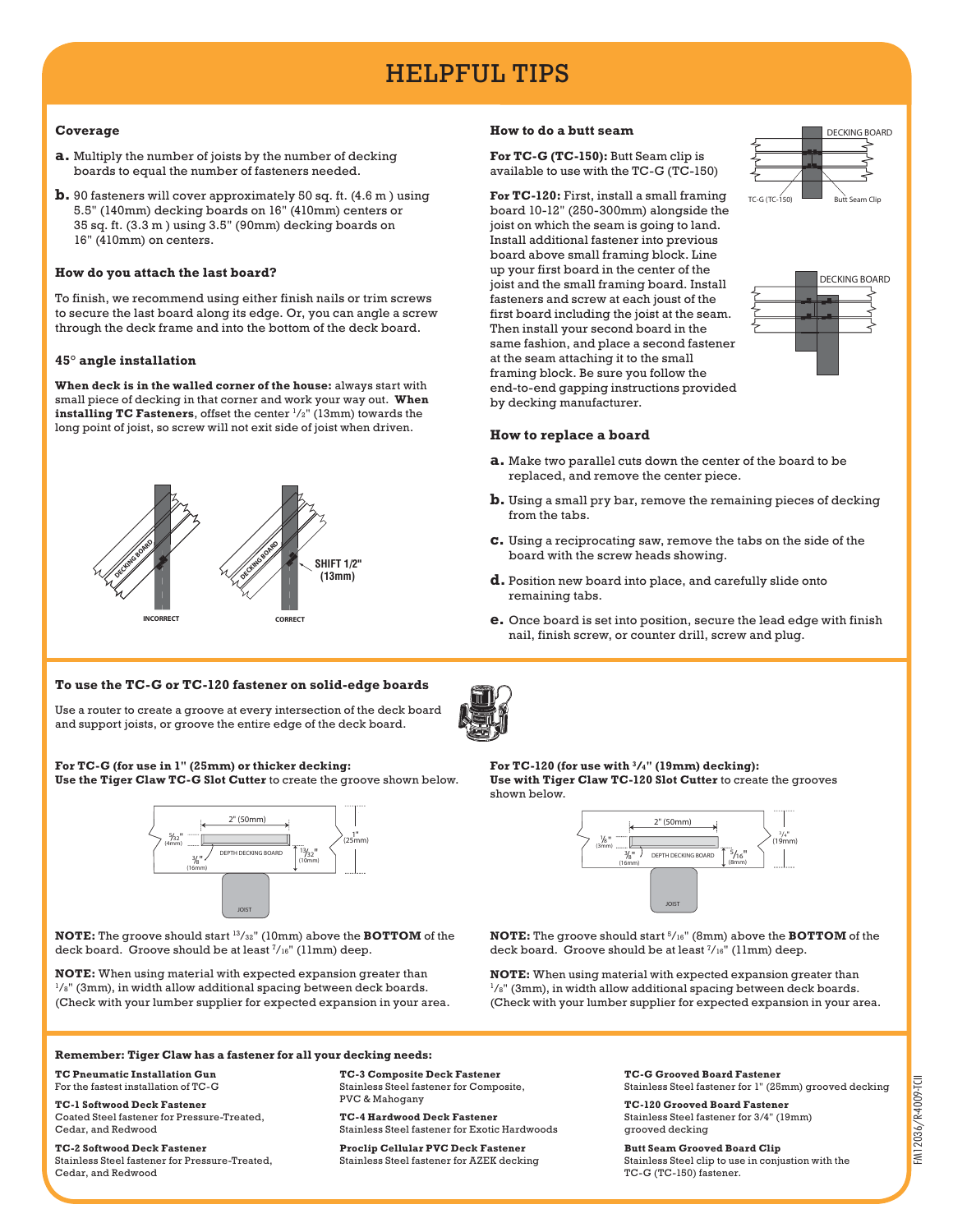# HELPFUL TIPS

### Coverage

**a.** Multiply the number of joists by the number of decking boards to equal the number of fasteners needed.

**b.** 90 fasteners will cover approximately 50 sq. ft. (4.6 m ) using 5.5" (140mm) decking boards on 16" (410mm) centers or 35 sq. ft. (3.3 m ) using 3.5" (90mm) decking boards on 16" (410mm) on centers.

### How do you attach the last board?

To finish, we recommend using either finish nails or trim screws to secure the last board along its edge. Or, you can angle a screw through the deck frame and into the bottom of the deck board.

### 45° angle installation

**When deck is in the walled corner of the house:** always start with small piece of decking in that corner and work your way out. **When installing TC Fasteners**, offset the center 1/2" (13mm) towards the long point of joist, so screw will not exit side of joist when driven.

DECKING BOARD

INCORRECT

DECKING BOARD

SHIFT 1/2" (13mm)

CORRECT

### How to do a butt seam

**For TC-G (TC-150):** Butt Seam clip is available to use with the TC-G (TC-150)

DECKING BOARD

TC-G (TC-150)

Butt Seam Clip

**For TC-120:** First, install a small framing board 10-12" (250-300mm) alongside the joist on which the seam is going to land. Install additional fastener into previous board above small framing block. Line up your first board in the center of the joist and the small framing board. Install fasteners and screw at each joust of the first board including the joist at the seam. Then install your second board in the same fashion, and place a second fastener at the seam attaching it to the small framing block. Be sure you follow the end-to-end gapping instructions provided by decking manufacturer.

DECKING BOARD

### How to replace a board

**a.** Make two parallel cuts down the center of the board to be replaced, and remove the center piece.

**b.** Using a small pry bar, remove the remaining pieces of decking from the tabs.

**c.** Using a reciprocating saw, remove the tabs on the side of the board with the screw heads showing.

**d.** Position new board into place, and carefully slide onto remaining tabs.

**e.** Once board is set into position, secure the lead edge with finish nail, finish screw, or counter drill, screw and plug.

### To use the TC-G or TC-120 fastener on solid-edge boards

Use a router to create a groove at every intersection of the deck board and support joists, or groove the entire edge of the deck board.

**For TC-G (for use in 1" (25mm) or thicker decking:**
**Use the Tiger Claw TC-G Slot Cutter** to create the groove shown below.

2" (50mm)

5/32" (4mm)

1" (25mm)

3/8" (16mm)

DEPTH DECKING BOARD

13/32" (10mm)

JOIST

**NOTE:** The groove should start 13/32" (10mm) above the **BOTTOM** of the deck board. Groove should be at least 7/16" (11mm) deep.

**NOTE:** When using material with expected expansion greater than 1/8" (3mm), in width allow additional spacing between deck boards. (Check with your lumber supplier for expected expansion in your area.

**For TC-120 (for use with 3/4" (19mm) decking):**
**Use with Tiger Claw TC-120 Slot Cutter** to create the grooves shown below.

2" (50mm)

1/8" (3mm)

3/4" (19mm)

3/8" (16mm)

DEPTH DECKING BOARD

5/16" (8mm)

JOIST

**NOTE:** The groove should start 5/16" (8mm) above the **BOTTOM** of the deck board. Groove should be at least 7/16" (11mm) deep.

**NOTE:** When using material with expected expansion greater than 1/8" (3mm), in width allow additional spacing between deck boards. (Check with your lumber supplier for expected expansion in your area.

### Remember: Tiger Claw has a fastener for all your decking needs:

**TC Pneumatic Installation Gun**
For the fastest installation of TC-G

**TC-1 Softwood Deck Fastener**
Coated Steel fastener for Pressure-Treated, Cedar, and Redwood

**TC-2 Softwood Deck Fastener**
Stainless Steel fastener for Pressure-Treated, Cedar, and Redwood

**TC-3 Composite Deck Fastener**
Stainless Steel fastener for Composite, PVC & Mahogany

**TC-4 Hardwood Deck Fastener**
Stainless Steel fastener for Exotic Hardwoods

**Proclip Cellular PVC Deck Fastener**
Stainless Steel fastener for AZEK decking

**TC-G Grooved Board Fastener**
Stainless Steel fastener for 1" (25mm) grooved decking

**TC-120 Grooved Board Fastener**
Stainless Steel fastener for 3/4" (19mm) grooved decking

**Butt Seam Grooved Board Clip**
Stainless Steel clip to use in conjustion with the TC-G (TC-150) fastener.

FM12036/R4009-TCII